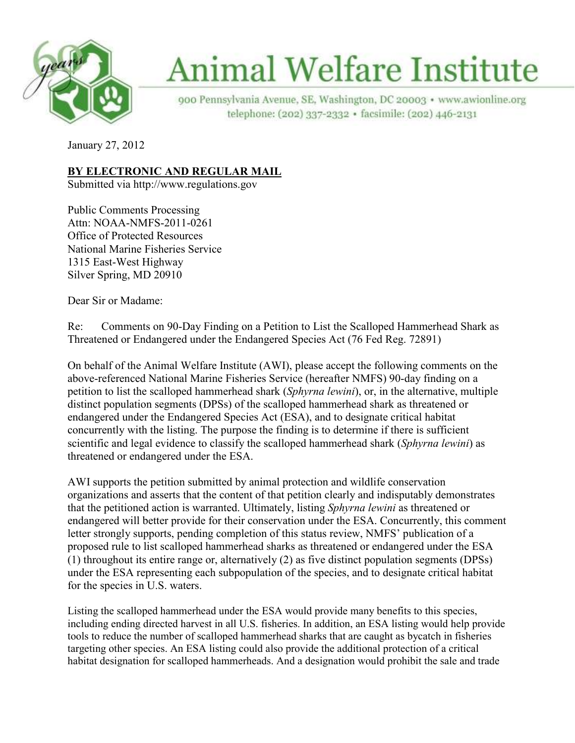# Animal Welfare Institute

900 Pennsylvania Avenue, SE, Washington, DC 20003 • www.awionline.org
telephone: (202) 337-2332 • facsimile: (202) 446-2131

January 27, 2012

**BY ELECTRONIC AND REGULAR MAIL**
Submitted via http://www.regulations.gov

Public Comments Processing
Attn: NOAA-NMFS-2011-0261
Office of Protected Resources
National Marine Fisheries Service
1315 East-West Highway
Silver Spring, MD 20910

Dear Sir or Madame:

Re: Comments on 90-Day Finding on a Petition to List the Scalloped Hammerhead Shark as Threatened or Endangered under the Endangered Species Act (76 Fed Reg. 72891)

On behalf of the Animal Welfare Institute (AWI), please accept the following comments on the above-referenced National Marine Fisheries Service (hereafter NMFS) 90-day finding on a petition to list the scalloped hammerhead shark (*Sphyrna lewini*), or, in the alternative, multiple distinct population segments (DPSs) of the scalloped hammerhead shark as threatened or endangered under the Endangered Species Act (ESA), and to designate critical habitat concurrently with the listing. The purpose the finding is to determine if there is sufficient scientific and legal evidence to classify the scalloped hammerhead shark (*Sphyrna lewini*) as threatened or endangered under the ESA.

AWI supports the petition submitted by animal protection and wildlife conservation organizations and asserts that the content of that petition clearly and indisputably demonstrates that the petitioned action is warranted. Ultimately, listing *Sphyrna lewini* as threatened or endangered will better provide for their conservation under the ESA. Concurrently, this comment letter strongly supports, pending completion of this status review, NMFS' publication of a proposed rule to list scalloped hammerhead sharks as threatened or endangered under the ESA (1) throughout its entire range or, alternatively (2) as five distinct population segments (DPSs) under the ESA representing each subpopulation of the species, and to designate critical habitat for the species in U.S. waters.

Listing the scalloped hammerhead under the ESA would provide many benefits to this species, including ending directed harvest in all U.S. fisheries. In addition, an ESA listing would help provide tools to reduce the number of scalloped hammerhead sharks that are caught as bycatch in fisheries targeting other species. An ESA listing could also provide the additional protection of a critical habitat designation for scalloped hammerheads. And a designation would prohibit the sale and trade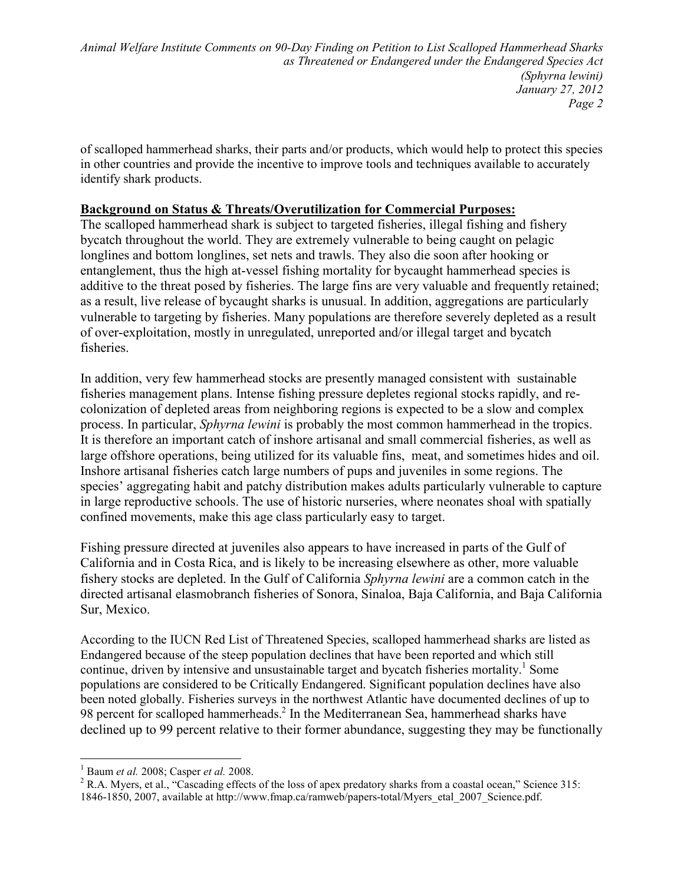of scalloped hammerhead sharks, their parts and/or products, which would help to protect this species in other countries and provide the incentive to improve tools and techniques available to accurately identify shark products.

**Background on Status & Threats/Overutilization for Commercial Purposes:**

The scalloped hammerhead shark is subject to targeted fisheries, illegal fishing and fishery bycatch throughout the world. They are extremely vulnerable to being caught on pelagic longlines and bottom longlines, set nets and trawls. They also die soon after hooking or entanglement, thus the high at-vessel fishing mortality for bycaught hammerhead species is additive to the threat posed by fisheries. The large fins are very valuable and frequently retained; as a result, live release of bycaught sharks is unusual. In addition, aggregations are particularly vulnerable to targeting by fisheries. Many populations are therefore severely depleted as a result of over-exploitation, mostly in unregulated, unreported and/or illegal target and bycatch fisheries.

In addition, very few hammerhead stocks are presently managed consistent with sustainable fisheries management plans. Intense fishing pressure depletes regional stocks rapidly, and re-colonization of depleted areas from neighboring regions is expected to be a slow and complex process. In particular, *Sphyrna lewini* is probably the most common hammerhead in the tropics. It is therefore an important catch of inshore artisanal and small commercial fisheries, as well as large offshore operations, being utilized for its valuable fins, meat, and sometimes hides and oil. Inshore artisanal fisheries catch large numbers of pups and juveniles in some regions. The species' aggregating habit and patchy distribution makes adults particularly vulnerable to capture in large reproductive schools. The use of historic nurseries, where neonates shoal with spatially confined movements, make this age class particularly easy to target.

Fishing pressure directed at juveniles also appears to have increased in parts of the Gulf of California and in Costa Rica, and is likely to be increasing elsewhere as other, more valuable fishery stocks are depleted. In the Gulf of California *Sphyrna lewini* are a common catch in the directed artisanal elasmobranch fisheries of Sonora, Sinaloa, Baja California, and Baja California Sur, Mexico.

According to the IUCN Red List of Threatened Species, scalloped hammerhead sharks are listed as Endangered because of the steep population declines that have been reported and which still continue, driven by intensive and unsustainable target and bycatch fisheries mortality.[1] Some populations are considered to be Critically Endangered. Significant population declines have also been noted globally. Fisheries surveys in the northwest Atlantic have documented declines of up to 98 percent for scalloped hammerheads.[2] In the Mediterranean Sea, hammerhead sharks have declined up to 99 percent relative to their former abundance, suggesting they may be functionally

---

[1] Baum *et al.* 2008; Casper *et al.* 2008.

[2] R.A. Myers, et al., "Cascading effects of the loss of apex predatory sharks from a coastal ocean," Science 315: 1846-1850, 2007, available at http://www.fmap.ca/ramweb/papers-total/Myers_etal_2007_Science.pdf.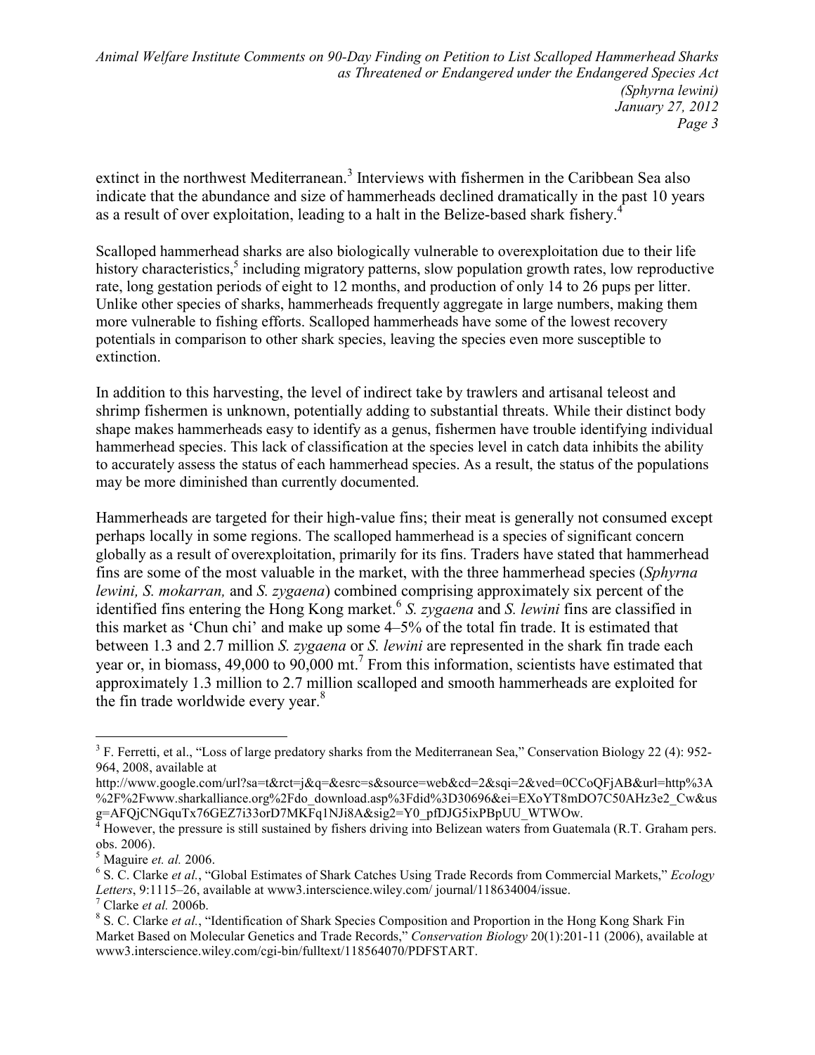extinct in the northwest Mediterranean.[3] Interviews with fishermen in the Caribbean Sea also indicate that the abundance and size of hammerheads declined dramatically in the past 10 years as a result of over exploitation, leading to a halt in the Belize-based shark fishery.[4]

Scalloped hammerhead sharks are also biologically vulnerable to overexploitation due to their life history characteristics,[5] including migratory patterns, slow population growth rates, low reproductive rate, long gestation periods of eight to 12 months, and production of only 14 to 26 pups per litter. Unlike other species of sharks, hammerheads frequently aggregate in large numbers, making them more vulnerable to fishing efforts. Scalloped hammerheads have some of the lowest recovery potentials in comparison to other shark species, leaving the species even more susceptible to extinction.

In addition to this harvesting, the level of indirect take by trawlers and artisanal teleost and shrimp fishermen is unknown, potentially adding to substantial threats. While their distinct body shape makes hammerheads easy to identify as a genus, fishermen have trouble identifying individual hammerhead species. This lack of classification at the species level in catch data inhibits the ability to accurately assess the status of each hammerhead species. As a result, the status of the populations may be more diminished than currently documented.

Hammerheads are targeted for their high-value fins; their meat is generally not consumed except perhaps locally in some regions. The scalloped hammerhead is a species of significant concern globally as a result of overexploitation, primarily for its fins. Traders have stated that hammerhead fins are some of the most valuable in the market, with the three hammerhead species (*Sphyrna lewini, S. mokarran,* and *S. zygaena*) combined comprising approximately six percent of the identified fins entering the Hong Kong market.[6] *S. zygaena* and *S. lewini* fins are classified in this market as 'Chun chi' and make up some 4–5% of the total fin trade. It is estimated that between 1.3 and 2.7 million *S. zygaena* or *S. lewini* are represented in the shark fin trade each year or, in biomass, 49,000 to 90,000 mt.[7] From this information, scientists have estimated that approximately 1.3 million to 2.7 million scalloped and smooth hammerheads are exploited for the fin trade worldwide every year.[8]

---

[3] F. Ferretti, et al., "Loss of large predatory sharks from the Mediterranean Sea," Conservation Biology 22 (4): 952-964, 2008, available at http://www.google.com/url?sa=t&rct=j&q=&esrc=s&source=web&cd=2&sqi=2&ved=0CCoQFjAB&url=http%3A%2F%2Fwww.sharkalliance.org%2Fdo_download.asp%3Fdid%3D30696&ei=EXoYT8mDO7C50AHz3e2_Cw&usg=AFQjCNGquTx76GEZ7i33orD7MKFq1NJi8A&sig2=Y0_pfDJG5ixPBpUU_WTWOw.

[4] However, the pressure is still sustained by fishers driving into Belizean waters from Guatemala (R.T. Graham pers. obs. 2006).

[5] Maguire *et. al.* 2006.

[6] S. C. Clarke *et al.*, "Global Estimates of Shark Catches Using Trade Records from Commercial Markets," *Ecology Letters*, 9:1115–26, available at www3.interscience.wiley.com/ journal/118634004/issue.

[7] Clarke *et al.* 2006b.

[8] S. C. Clarke *et al.*, "Identification of Shark Species Composition and Proportion in the Hong Kong Shark Fin Market Based on Molecular Genetics and Trade Records," *Conservation Biology* 20(1):201-11 (2006), available at www3.interscience.wiley.com/cgi-bin/fulltext/118564070/PDFSTART.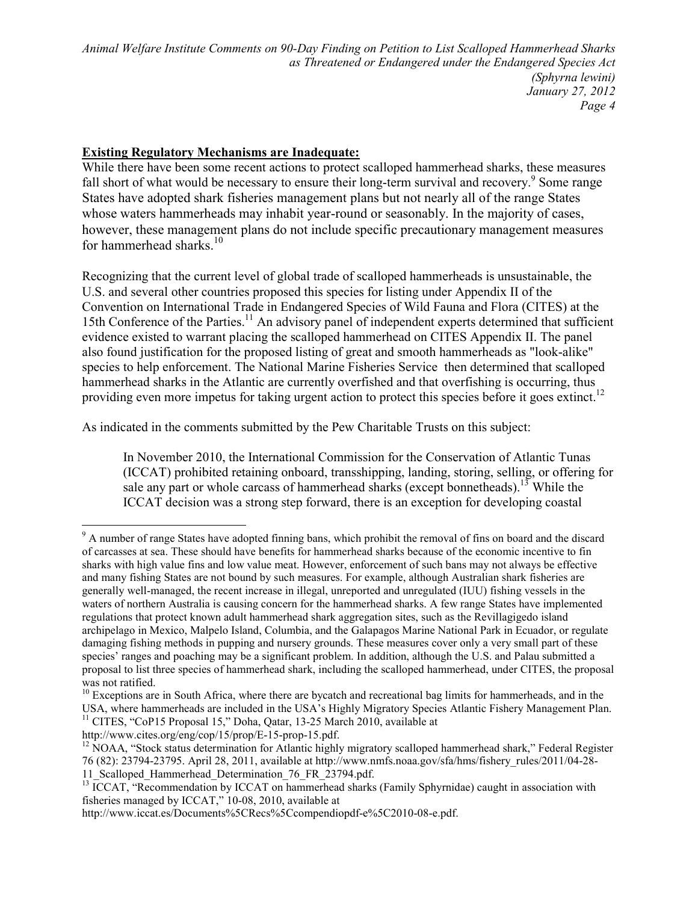**Existing Regulatory Mechanisms are Inadequate:**

While there have been some recent actions to protect scalloped hammerhead sharks, these measures fall short of what would be necessary to ensure their long-term survival and recovery.[9] Some range States have adopted shark fisheries management plans but not nearly all of the range States whose waters hammerheads may inhabit year-round or seasonably. In the majority of cases, however, these management plans do not include specific precautionary management measures for hammerhead sharks.[10]

Recognizing that the current level of global trade of scalloped hammerheads is unsustainable, the U.S. and several other countries proposed this species for listing under Appendix II of the Convention on International Trade in Endangered Species of Wild Fauna and Flora (CITES) at the 15th Conference of the Parties.[11] An advisory panel of independent experts determined that sufficient evidence existed to warrant placing the scalloped hammerhead on CITES Appendix II. The panel also found justification for the proposed listing of great and smooth hammerheads as "look-alike" species to help enforcement. The National Marine Fisheries Service then determined that scalloped hammerhead sharks in the Atlantic are currently overfished and that overfishing is occurring, thus providing even more impetus for taking urgent action to protect this species before it goes extinct.[12]

As indicated in the comments submitted by the Pew Charitable Trusts on this subject:

> In November 2010, the International Commission for the Conservation of Atlantic Tunas (ICCAT) prohibited retaining onboard, transshipping, landing, storing, selling, or offering for sale any part or whole carcass of hammerhead sharks (except bonnetheads).[13] While the ICCAT decision was a strong step forward, there is an exception for developing coastal

---

[9] A number of range States have adopted finning bans, which prohibit the removal of fins on board and the discard of carcasses at sea. These should have benefits for hammerhead sharks because of the economic incentive to fin sharks with high value fins and low value meat. However, enforcement of such bans may not always be effective and many fishing States are not bound by such measures. For example, although Australian shark fisheries are generally well-managed, the recent increase in illegal, unreported and unregulated (IUU) fishing vessels in the waters of northern Australia is causing concern for the hammerhead sharks. A few range States have implemented regulations that protect known adult hammerhead shark aggregation sites, such as the Revillagigedo island archipelago in Mexico, Malpelo Island, Columbia, and the Galapagos Marine National Park in Ecuador, or regulate damaging fishing methods in pupping and nursery grounds. These measures cover only a very small part of these species' ranges and poaching may be a significant problem. In addition, although the U.S. and Palau submitted a proposal to list three species of hammerhead shark, including the scalloped hammerhead, under CITES, the proposal was not ratified.

[10] Exceptions are in South Africa, where there are bycatch and recreational bag limits for hammerheads, and in the USA, where hammerheads are included in the USA's Highly Migratory Species Atlantic Fishery Management Plan.

[11] CITES, "CoP15 Proposal 15," Doha, Qatar, 13-25 March 2010, available at http://www.cites.org/eng/cop/15/prop/E-15-prop-15.pdf.

[12] NOAA, "Stock status determination for Atlantic highly migratory scalloped hammerhead shark," Federal Register 76 (82): 23794-23795. April 28, 2011, available at http://www.nmfs.noaa.gov/sfa/hms/fishery_rules/2011/04-28-11_Scalloped_Hammerhead_Determination_76_FR_23794.pdf.

[13] ICCAT, "Recommendation by ICCAT on hammerhead sharks (Family Sphyrnidae) caught in association with fisheries managed by ICCAT," 10-08, 2010, available at http://www.iccat.es/Documents%5CRecs%5Ccompendiopdf-e%5C2010-08-e.pdf.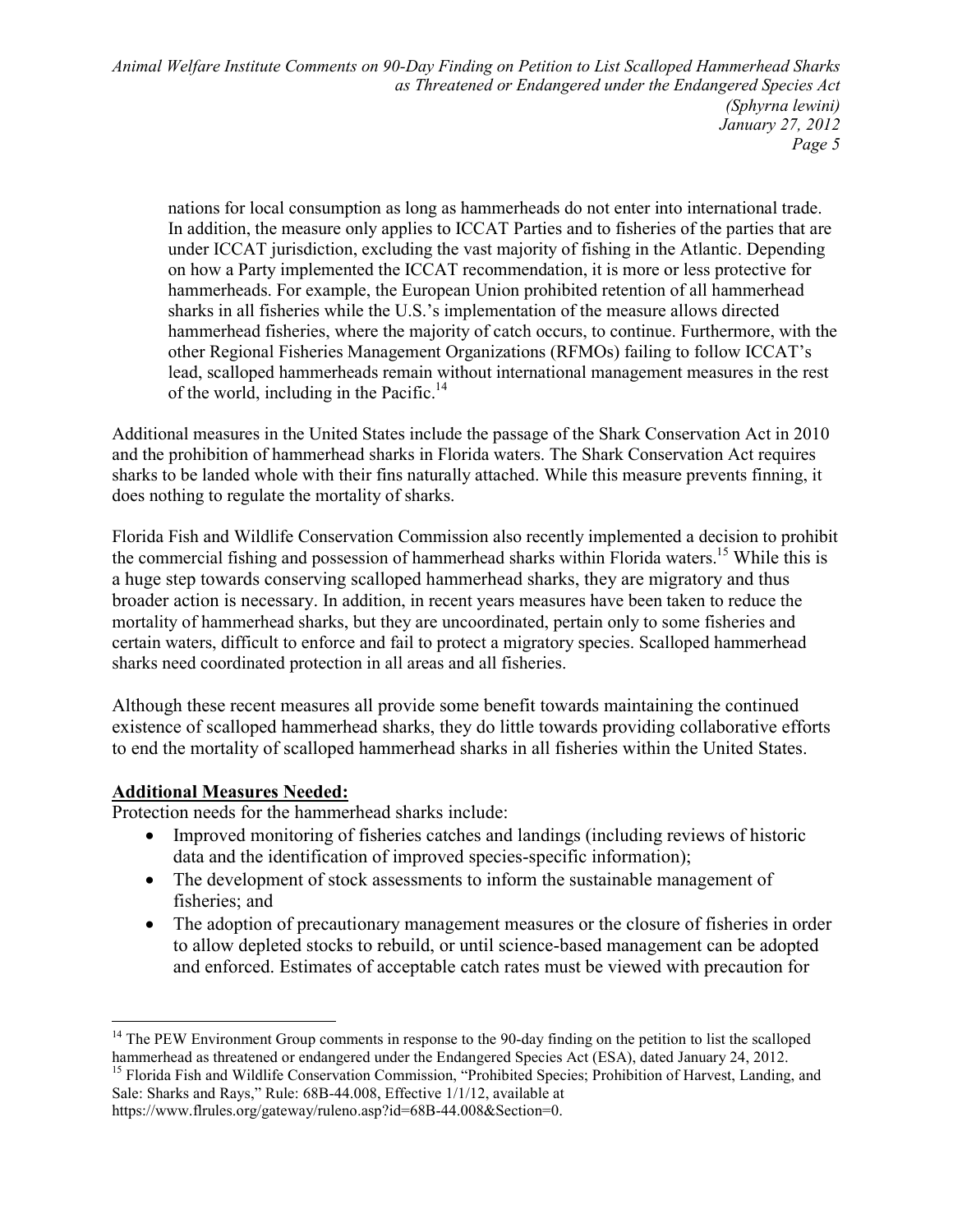nations for local consumption as long as hammerheads do not enter into international trade. In addition, the measure only applies to ICCAT Parties and to fisheries of the parties that are under ICCAT jurisdiction, excluding the vast majority of fishing in the Atlantic. Depending on how a Party implemented the ICCAT recommendation, it is more or less protective for hammerheads. For example, the European Union prohibited retention of all hammerhead sharks in all fisheries while the U.S.'s implementation of the measure allows directed hammerhead fisheries, where the majority of catch occurs, to continue. Furthermore, with the other Regional Fisheries Management Organizations (RFMOs) failing to follow ICCAT's lead, scalloped hammerheads remain without international management measures in the rest of the world, including in the Pacific.[14]

Additional measures in the United States include the passage of the Shark Conservation Act in 2010 and the prohibition of hammerhead sharks in Florida waters. The Shark Conservation Act requires sharks to be landed whole with their fins naturally attached. While this measure prevents finning, it does nothing to regulate the mortality of sharks.

Florida Fish and Wildlife Conservation Commission also recently implemented a decision to prohibit the commercial fishing and possession of hammerhead sharks within Florida waters.[15] While this is a huge step towards conserving scalloped hammerhead sharks, they are migratory and thus broader action is necessary. In addition, in recent years measures have been taken to reduce the mortality of hammerhead sharks, but they are uncoordinated, pertain only to some fisheries and certain waters, difficult to enforce and fail to protect a migratory species. Scalloped hammerhead sharks need coordinated protection in all areas and all fisheries.

Although these recent measures all provide some benefit towards maintaining the continued existence of scalloped hammerhead sharks, they do little towards providing collaborative efforts to end the mortality of scalloped hammerhead sharks in all fisheries within the United States.

**Additional Measures Needed:**

Protection needs for the hammerhead sharks include:

- Improved monitoring of fisheries catches and landings (including reviews of historic data and the identification of improved species-specific information);
- The development of stock assessments to inform the sustainable management of fisheries; and
- The adoption of precautionary management measures or the closure of fisheries in order to allow depleted stocks to rebuild, or until science-based management can be adopted and enforced. Estimates of acceptable catch rates must be viewed with precaution for

---

[14] The PEW Environment Group comments in response to the 90-day finding on the petition to list the scalloped hammerhead as threatened or endangered under the Endangered Species Act (ESA), dated January 24, 2012.

[15] Florida Fish and Wildlife Conservation Commission, "Prohibited Species; Prohibition of Harvest, Landing, and Sale: Sharks and Rays," Rule: 68B-44.008, Effective 1/1/12, available at https://www.flrules.org/gateway/ruleno.asp?id=68B-44.008&Section=0.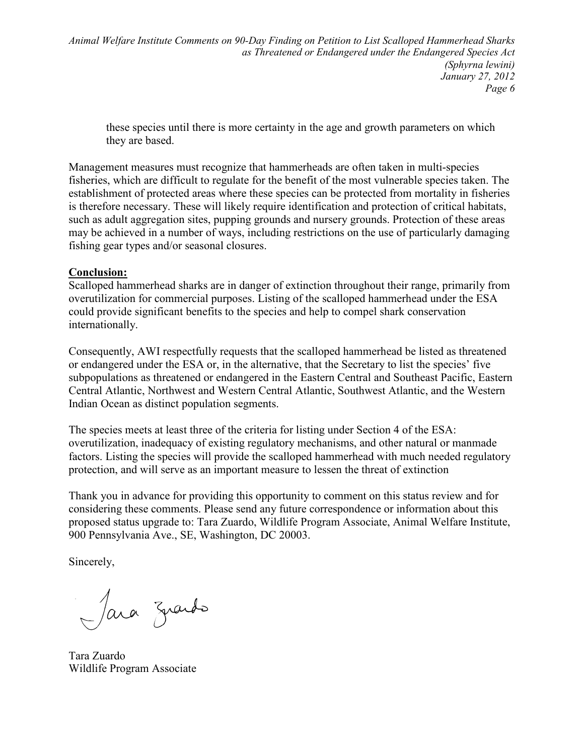these species until there is more certainty in the age and growth parameters on which they are based.

Management measures must recognize that hammerheads are often taken in multi-species fisheries, which are difficult to regulate for the benefit of the most vulnerable species taken. The establishment of protected areas where these species can be protected from mortality in fisheries is therefore necessary. These will likely require identification and protection of critical habitats, such as adult aggregation sites, pupping grounds and nursery grounds. Protection of these areas may be achieved in a number of ways, including restrictions on the use of particularly damaging fishing gear types and/or seasonal closures.

**Conclusion:**

Scalloped hammerhead sharks are in danger of extinction throughout their range, primarily from overutilization for commercial purposes. Listing of the scalloped hammerhead under the ESA could provide significant benefits to the species and help to compel shark conservation internationally.

Consequently, AWI respectfully requests that the scalloped hammerhead be listed as threatened or endangered under the ESA or, in the alternative, that the Secretary to list the species' five subpopulations as threatened or endangered in the Eastern Central and Southeast Pacific, Eastern Central Atlantic, Northwest and Western Central Atlantic, Southwest Atlantic, and the Western Indian Ocean as distinct population segments.

The species meets at least three of the criteria for listing under Section 4 of the ESA: overutilization, inadequacy of existing regulatory mechanisms, and other natural or manmade factors. Listing the species will provide the scalloped hammerhead with much needed regulatory protection, and will serve as an important measure to lessen the threat of extinction

Thank you in advance for providing this opportunity to comment on this status review and for considering these comments. Please send any future correspondence or information about this proposed status upgrade to: Tara Zuardo, Wildlife Program Associate, Animal Welfare Institute, 900 Pennsylvania Ave., SE, Washington, DC 20003.

Sincerely,

Tara Zuardo

Tara Zuardo
Wildlife Program Associate